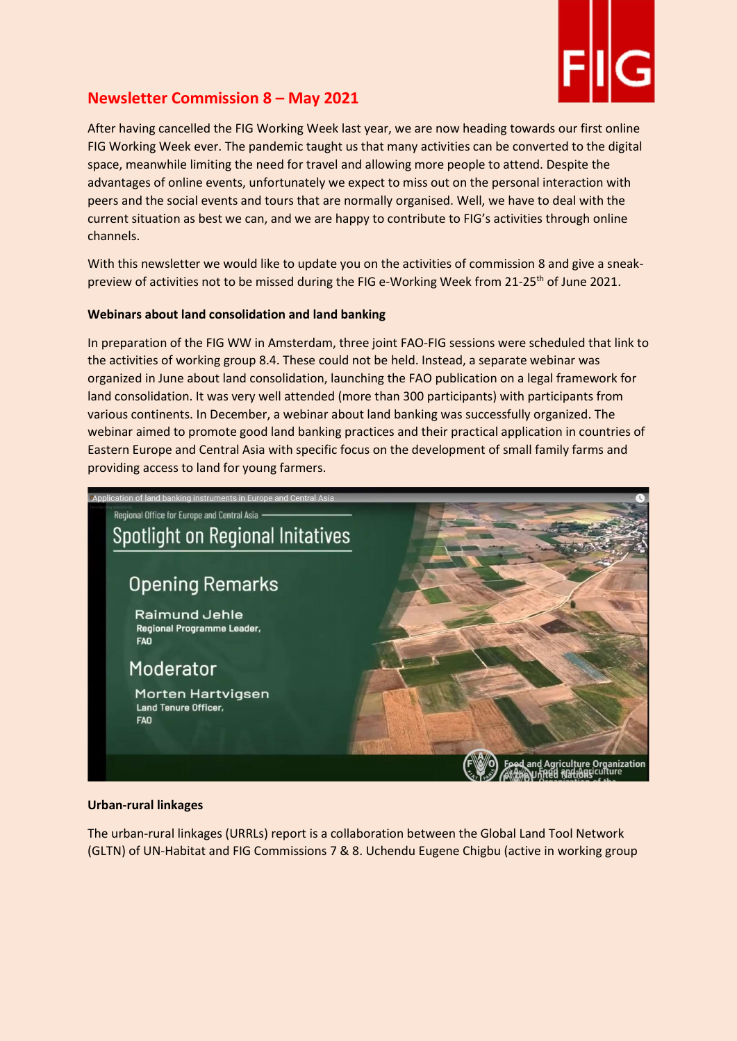## Newsletter Commission 8 – May 2021

After having cancelled the FIG Working Week last year, we are now heading towards our first online FIG Working Week ever. The pandemic taught us that many activities can be converted to the digital space, meanwhile limiting the need for travel and allowing more people to attend. Despite the advantages of online events, unfortunately we expect to miss out on the personal interaction with peers and the social events and tours that are normally organised. Well, we have to deal with the current situation as best we can, and we are happy to contribute to FIG's activities through online channels.

With this newsletter we would like to update you on the activities of commission 8 and give a sneak-preview of activities not to be missed during the FIG e-Working Week from 21-25th of June 2021.

**Webinars about land consolidation and land banking**

In preparation of the FIG WW in Amsterdam, three joint FAO-FIG sessions were scheduled that link to the activities of working group 8.4. These could not be held. Instead, a separate webinar was organized in June about land consolidation, launching the FAO publication on a legal framework for land consolidation. It was very well attended (more than 300 participants) with participants from various continents. In December, a webinar about land banking was successfully organized. The webinar aimed to promote good land banking practices and their practical application in countries of Eastern Europe and Central Asia with specific focus on the development of small family farms and providing access to land for young farmers.

**Urban-rural linkages**

The urban-rural linkages (URRLs) report is a collaboration between the Global Land Tool Network (GLTN) of UN-Habitat and FIG Commissions 7 & 8. Uchendu Eugene Chigbu (active in working group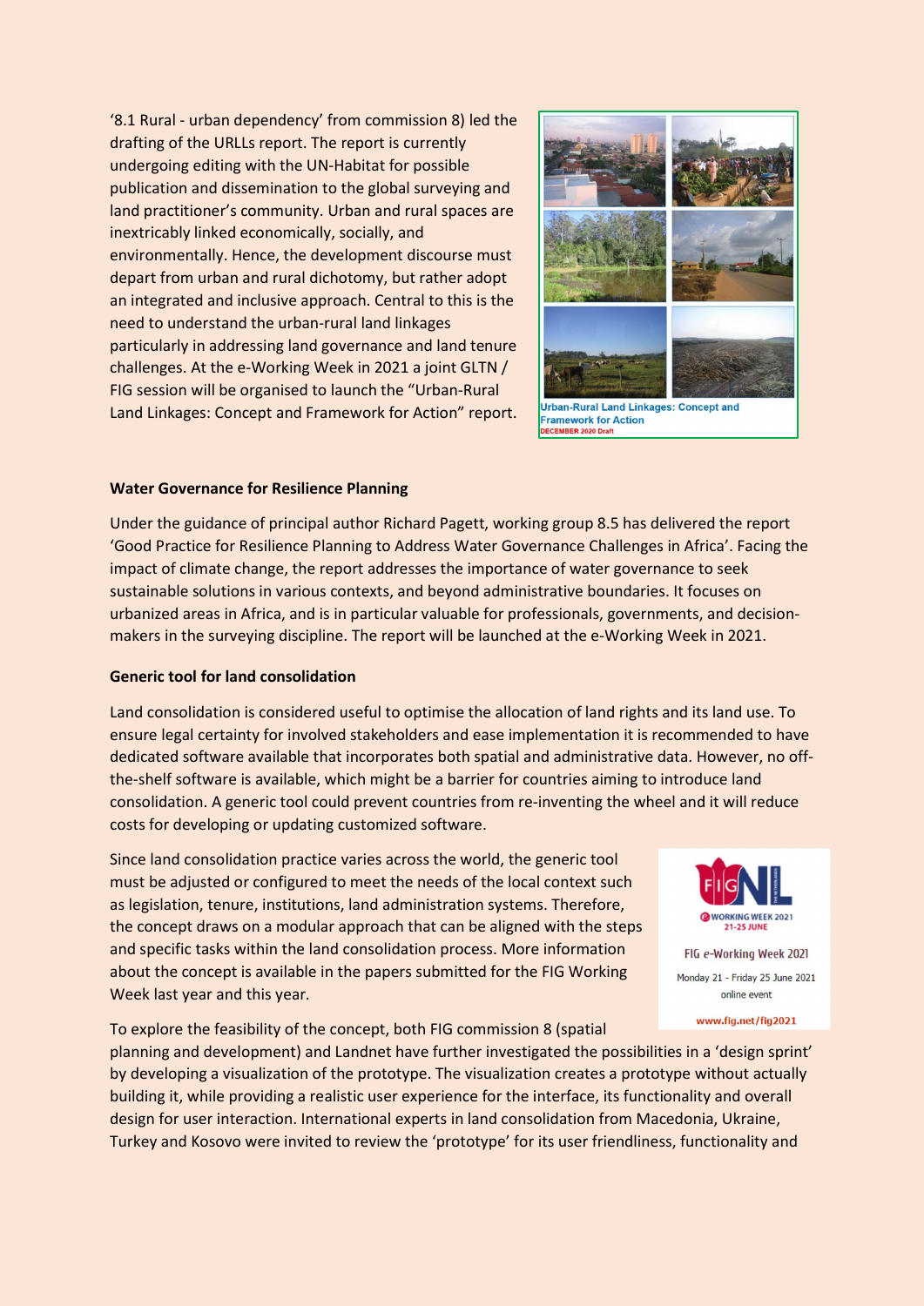'8.1 Rural - urban dependency' from commission 8) led the drafting of the URLLs report. The report is currently undergoing editing with the UN-Habitat for possible publication and dissemination to the global surveying and land practitioner's community. Urban and rural spaces are inextricably linked economically, socially, and environmentally. Hence, the development discourse must depart from urban and rural dichotomy, but rather adopt an integrated and inclusive approach. Central to this is the need to understand the urban-rural land linkages particularly in addressing land governance and land tenure challenges. At the e-Working Week in 2021 a joint GLTN / FIG session will be organised to launch the "Urban-Rural Land Linkages: Concept and Framework for Action" report.

Urban-Rural Land Linkages: Concept and Framework for Action
DECEMBER 2020 Draft

**Water Governance for Resilience Planning**

Under the guidance of principal author Richard Pagett, working group 8.5 has delivered the report 'Good Practice for Resilience Planning to Address Water Governance Challenges in Africa'. Facing the impact of climate change, the report addresses the importance of water governance to seek sustainable solutions in various contexts, and beyond administrative boundaries. It focuses on urbanized areas in Africa, and is in particular valuable for professionals, governments, and decision-makers in the surveying discipline. The report will be launched at the e-Working Week in 2021.

**Generic tool for land consolidation**

Land consolidation is considered useful to optimise the allocation of land rights and its land use. To ensure legal certainty for involved stakeholders and ease implementation it is recommended to have dedicated software available that incorporates both spatial and administrative data. However, no off-the-shelf software is available, which might be a barrier for countries aiming to introduce land consolidation. A generic tool could prevent countries from re-inventing the wheel and it will reduce costs for developing or updating customized software.

Since land consolidation practice varies across the world, the generic tool must be adjusted or configured to meet the needs of the local context such as legislation, tenure, institutions, land administration systems. Therefore, the concept draws on a modular approach that can be aligned with the steps and specific tasks within the land consolidation process. More information about the concept is available in the papers submitted for the FIG Working Week last year and this year.

FIG NL e-WORKING WEEK 2021 21-25 JUNE

FIG e-Working Week 2021
Monday 21 - Friday 25 June 2021
online event
www.fig.net/fig2021

To explore the feasibility of the concept, both FIG commission 8 (spatial planning and development) and Landnet have further investigated the possibilities in a 'design sprint' by developing a visualization of the prototype. The visualization creates a prototype without actually building it, while providing a realistic user experience for the interface, its functionality and overall design for user interaction. International experts in land consolidation from Macedonia, Ukraine, Turkey and Kosovo were invited to review the 'prototype' for its user friendliness, functionality and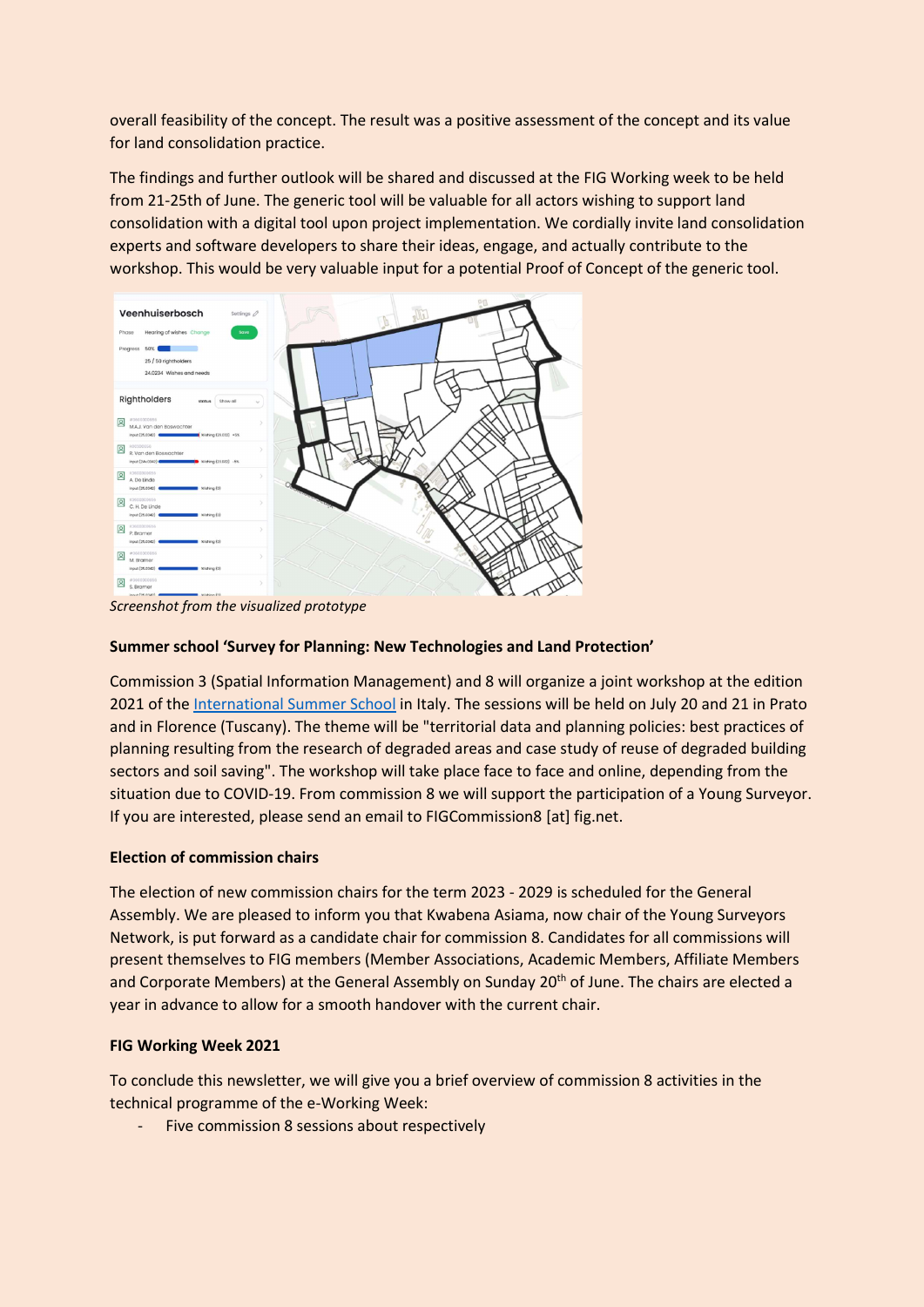overall feasibility of the concept. The result was a positive assessment of the concept and its value for land consolidation practice.

The findings and further outlook will be shared and discussed at the FIG Working week to be held from 21-25th of June. The generic tool will be valuable for all actors wishing to support land consolidation with a digital tool upon project implementation. We cordially invite land consolidation experts and software developers to share their ideas, engage, and actually contribute to the workshop. This would be very valuable input for a potential Proof of Concept of the generic tool.

*Screenshot from the visualized prototype*

**Summer school 'Survey for Planning: New Technologies and Land Protection'**

Commission 3 (Spatial Information Management) and 8 will organize a joint workshop at the edition 2021 of the International Summer School in Italy. The sessions will be held on July 20 and 21 in Prato and in Florence (Tuscany). The theme will be "territorial data and planning policies: best practices of planning resulting from the research of degraded areas and case study of reuse of degraded building sectors and soil saving". The workshop will take place face to face and online, depending from the situation due to COVID-19. From commission 8 we will support the participation of a Young Surveyor. If you are interested, please send an email to FIGCommission8 [at] fig.net.

**Election of commission chairs**

The election of new commission chairs for the term 2023 - 2029 is scheduled for the General Assembly. We are pleased to inform you that Kwabena Asiama, now chair of the Young Surveyors Network, is put forward as a candidate chair for commission 8. Candidates for all commissions will present themselves to FIG members (Member Associations, Academic Members, Affiliate Members and Corporate Members) at the General Assembly on Sunday 20th of June. The chairs are elected a year in advance to allow for a smooth handover with the current chair.

**FIG Working Week 2021**

To conclude this newsletter, we will give you a brief overview of commission 8 activities in the technical programme of the e-Working Week:

- Five commission 8 sessions about respectively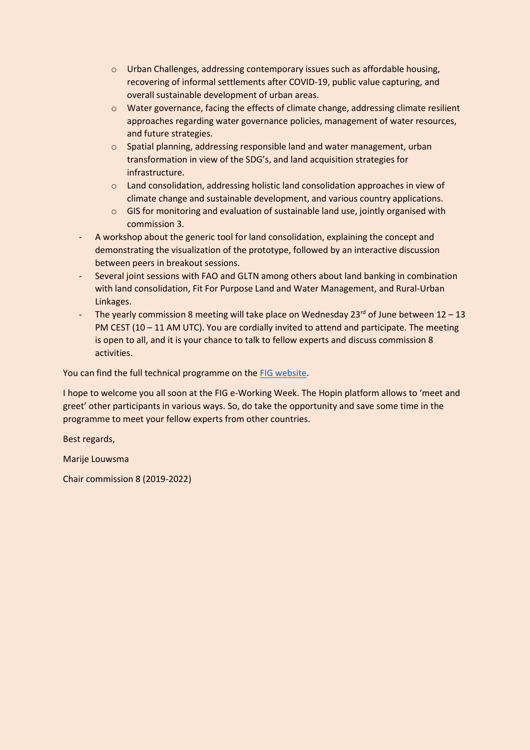- Urban Challenges, addressing contemporary issues such as affordable housing, recovering of informal settlements after COVID-19, public value capturing, and overall sustainable development of urban areas.
  - Water governance, facing the effects of climate change, addressing climate resilient approaches regarding water governance policies, management of water resources, and future strategies.
  - Spatial planning, addressing responsible land and water management, urban transformation in view of the SDG's, and land acquisition strategies for infrastructure.
  - Land consolidation, addressing holistic land consolidation approaches in view of climate change and sustainable development, and various country applications.
  - GIS for monitoring and evaluation of sustainable land use, jointly organised with commission 3.
- A workshop about the generic tool for land consolidation, explaining the concept and demonstrating the visualization of the prototype, followed by an interactive discussion between peers in breakout sessions.
- Several joint sessions with FAO and GLTN among others about land banking in combination with land consolidation, Fit For Purpose Land and Water Management, and Rural-Urban Linkages.
- The yearly commission 8 meeting will take place on Wednesday 23rd of June between 12 – 13 PM CEST (10 – 11 AM UTC). You are cordially invited to attend and participate. The meeting is open to all, and it is your chance to talk to fellow experts and discuss commission 8 activities.

You can find the full technical programme on the FIG website.

I hope to welcome you all soon at the FIG e-Working Week. The Hopin platform allows to 'meet and greet' other participants in various ways. So, do take the opportunity and save some time in the programme to meet your fellow experts from other countries.

Best regards,

Marije Louwsma

Chair commission 8 (2019-2022)